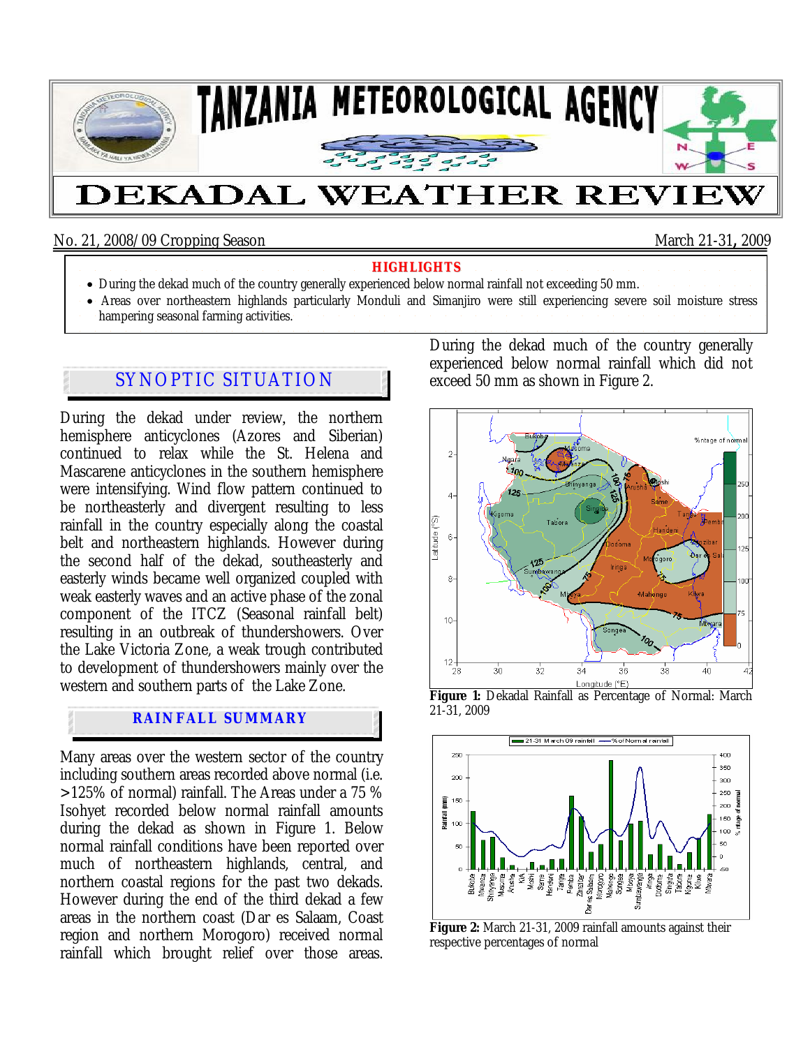# TANZANIA METEOROLOGICAL AGENCY

# DEKADAL WEATHER REVIEW

No. 21, 2008/09 Cropping Season — March 21-31, 2009

**HIGHLIGHTS**

- During the dekad much of the country generally experienced below normal rainfall not exceeding 50 mm.
- Areas over northeastern highlands particularly Monduli and Simanjiro were still experiencing severe soil moisture stress hampering seasonal farming activities.

## SYNOPTIC SITUATION

During the dekad under review, the northern hemisphere anticyclones (Azores and Siberian) continued to relax while the St. Helena and Mascarene anticyclones in the southern hemisphere were intensifying. Wind flow pattern continued to be northeasterly and divergent resulting to less rainfall in the country especially along the coastal belt and northeastern highlands. However during the second half of the dekad, southeasterly and easterly winds became well organized coupled with weak easterly waves and an active phase of the zonal component of the ITCZ (Seasonal rainfall belt) resulting in an outbreak of thundershowers. Over the Lake Victoria Zone, a weak trough contributed to development of thundershowers mainly over the western and southern parts of the Lake Zone.

## RAINFALL SUMMARY

Many areas over the western sector of the country including southern areas recorded above normal (i.e. >125% of normal) rainfall. The Areas under a 75 % Isohyet recorded below normal rainfall amounts during the dekad as shown in Figure 1. Below normal rainfall conditions have been reported over much of northeastern highlands, central, and northern coastal regions for the past two dekads. However during the end of the third dekad a few areas in the northern coast (Dar es Salaam, Coast region and northern Morogoro) received normal rainfall which brought relief over those areas.

During the dekad much of the country generally experienced below normal rainfall which did not exceed 50 mm as shown in Figure 2.

**Figure 1:** Dekadal Rainfall as Percentage of Normal: March 21-31, 2009

**Figure 2:** March 21-31, 2009 rainfall amounts against their respective percentages of normal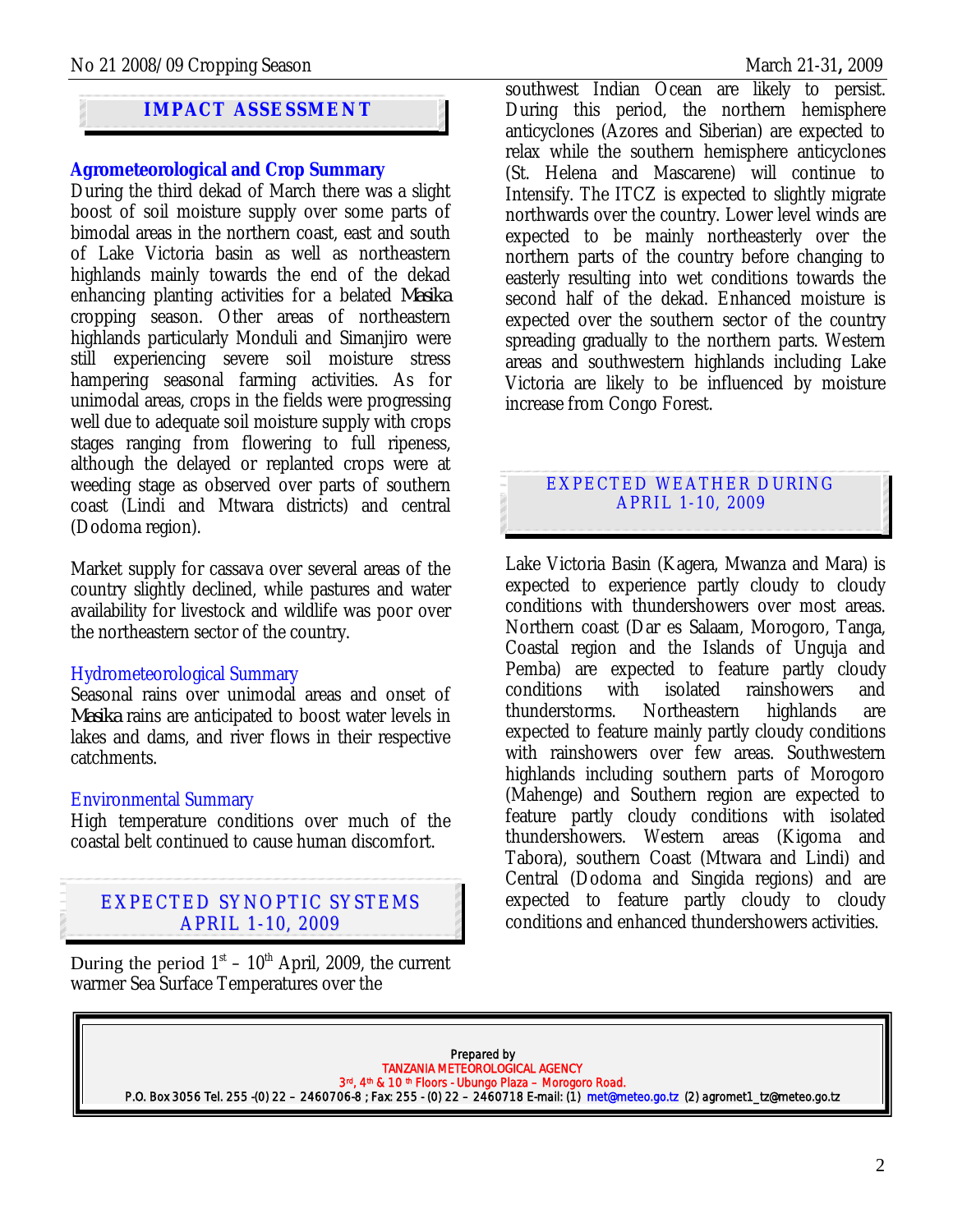## IMPACT ASSESSMENT

### Agrometeorological and Crop Summary

During the third dekad of March there was a slight boost of soil moisture supply over some parts of bimodal areas in the northern coast, east and south of Lake Victoria basin as well as northeastern highlands mainly towards the end of the dekad enhancing planting activities for a belated *Masika* cropping season. Other areas of northeastern highlands particularly Monduli and Simanjiro were still experiencing severe soil moisture stress hampering seasonal farming activities. As for unimodal areas, crops in the fields were progressing well due to adequate soil moisture supply with crops stages ranging from flowering to full ripeness, although the delayed or replanted crops were at weeding stage as observed over parts of southern coast (Lindi and Mtwara districts) and central (Dodoma region).

Market supply for cassava over several areas of the country slightly declined, while pastures and water availability for livestock and wildlife was poor over the northeastern sector of the country.

### Hydrometeorological Summary

Seasonal rains over unimodal areas and onset of *Masika* rains are anticipated to boost water levels in lakes and dams, and river flows in their respective catchments.

### Environmental Summary

High temperature conditions over much of the coastal belt continued to cause human discomfort.

## EXPECTED SYNOPTIC SYSTEMS APRIL 1-10, 2009

During the period 1st – 10th April, 2009, the current warmer Sea Surface Temperatures over the southwest Indian Ocean are likely to persist. During this period, the northern hemisphere anticyclones (Azores and Siberian) are expected to relax while the southern hemisphere anticyclones (St. Helena and Mascarene) will continue to Intensify. The ITCZ is expected to slightly migrate northwards over the country. Lower level winds are expected to be mainly northeasterly over the northern parts of the country before changing to easterly resulting into wet conditions towards the second half of the dekad. Enhanced moisture is expected over the southern sector of the country spreading gradually to the northern parts. Western areas and southwestern highlands including Lake Victoria are likely to be influenced by moisture increase from Congo Forest.

## EXPECTED WEATHER DURING APRIL 1-10, 2009

Lake Victoria Basin (Kagera, Mwanza and Mara) is expected to experience partly cloudy to cloudy conditions with thundershowers over most areas. Northern coast (Dar es Salaam, Morogoro, Tanga, Coastal region and the Islands of Unguja and Pemba) are expected to feature partly cloudy conditions with isolated rainshowers and thunderstorms. Northeastern highlands are expected to feature mainly partly cloudy conditions with rainshowers over few areas. Southwestern highlands including southern parts of Morogoro (Mahenge) and Southern region are expected to feature partly cloudy conditions with isolated thundershowers. Western areas (Kigoma and Tabora), southern Coast (Mtwara and Lindi) and Central (Dodoma and Singida regions) and are expected to feature partly cloudy to cloudy conditions and enhanced thundershowers activities.

Prepared by
TANZANIA METEOROLOGICAL AGENCY
3rd, 4th & 10th Floors - Ubungo Plaza – Morogoro Road.
P.O. Box 3056 Tel. 255 -(0) 22 – 2460706-8 ; Fax: 255 - (0) 22 – 2460718 E-mail: (1) met@meteo.go.tz (2) agromet1_tz@meteo.go.tz